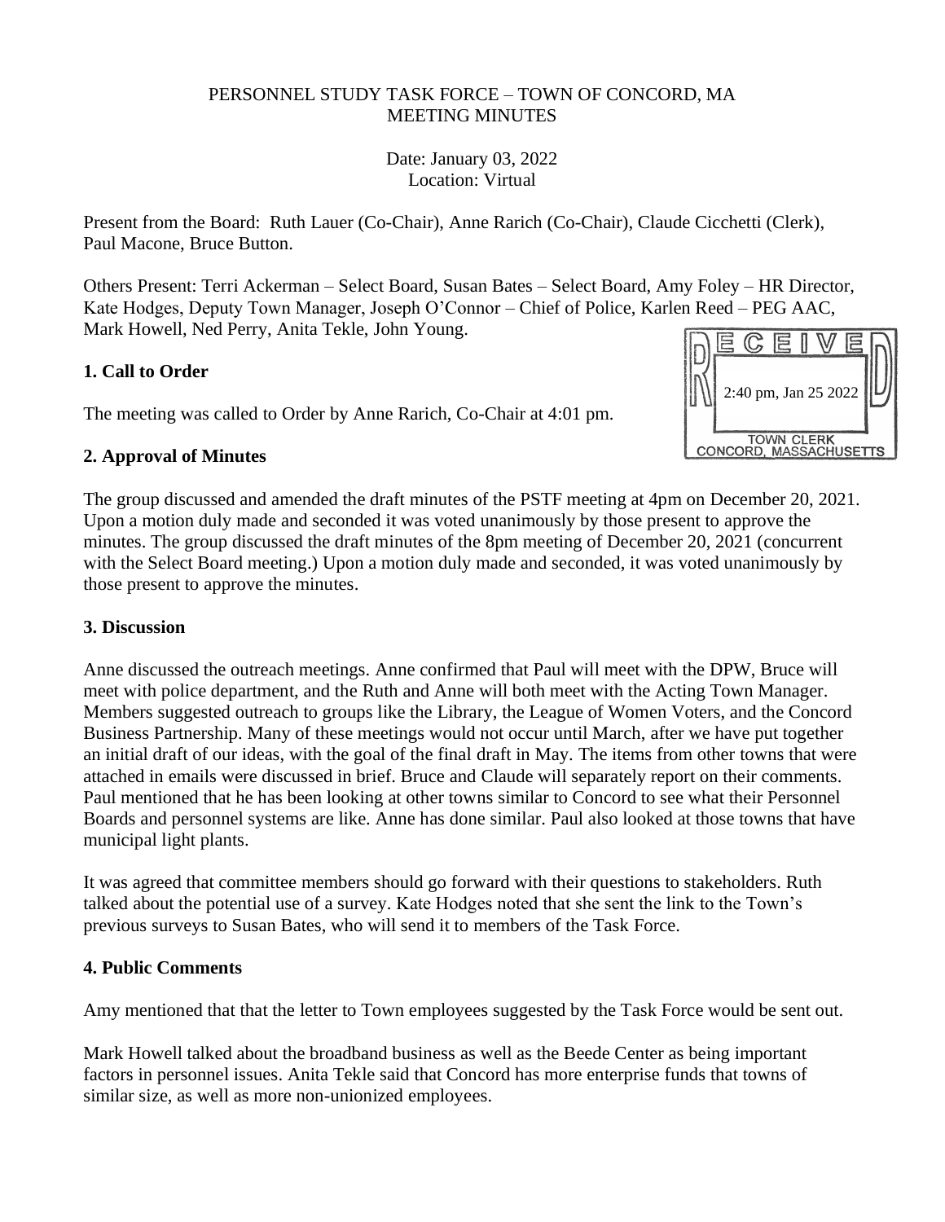PERSONNEL STUDY TASK FORCE – TOWN OF CONCORD, MA
MEETING MINUTES

Date: January 03, 2022
Location: Virtual

Present from the Board: Ruth Lauer (Co-Chair), Anne Rarich (Co-Chair), Claude Cicchetti (Clerk), Paul Macone, Bruce Button.

Others Present: Terri Ackerman – Select Board, Susan Bates – Select Board, Amy Foley – HR Director, Kate Hodges, Deputy Town Manager, Joseph O'Connor – Chief of Police, Karlen Reed – PEG AAC, Mark Howell, Ned Perry, Anita Tekle, John Young.

RECEIVED
2:40 pm, Jan 25 2022
TOWN CLERK
CONCORD, MASSACHUSETTS

**1. Call to Order**

The meeting was called to Order by Anne Rarich, Co-Chair at 4:01 pm.

**2. Approval of Minutes**

The group discussed and amended the draft minutes of the PSTF meeting at 4pm on December 20, 2021. Upon a motion duly made and seconded it was voted unanimously by those present to approve the minutes. The group discussed the draft minutes of the 8pm meeting of December 20, 2021 (concurrent with the Select Board meeting.) Upon a motion duly made and seconded, it was voted unanimously by those present to approve the minutes.

**3. Discussion**

Anne discussed the outreach meetings. Anne confirmed that Paul will meet with the DPW, Bruce will meet with police department, and the Ruth and Anne will both meet with the Acting Town Manager. Members suggested outreach to groups like the Library, the League of Women Voters, and the Concord Business Partnership. Many of these meetings would not occur until March, after we have put together an initial draft of our ideas, with the goal of the final draft in May. The items from other towns that were attached in emails were discussed in brief. Bruce and Claude will separately report on their comments. Paul mentioned that he has been looking at other towns similar to Concord to see what their Personnel Boards and personnel systems are like. Anne has done similar. Paul also looked at those towns that have municipal light plants.

It was agreed that committee members should go forward with their questions to stakeholders. Ruth talked about the potential use of a survey. Kate Hodges noted that she sent the link to the Town's previous surveys to Susan Bates, who will send it to members of the Task Force.

**4. Public Comments**

Amy mentioned that that the letter to Town employees suggested by the Task Force would be sent out.

Mark Howell talked about the broadband business as well as the Beede Center as being important factors in personnel issues. Anita Tekle said that Concord has more enterprise funds that towns of similar size, as well as more non-unionized employees.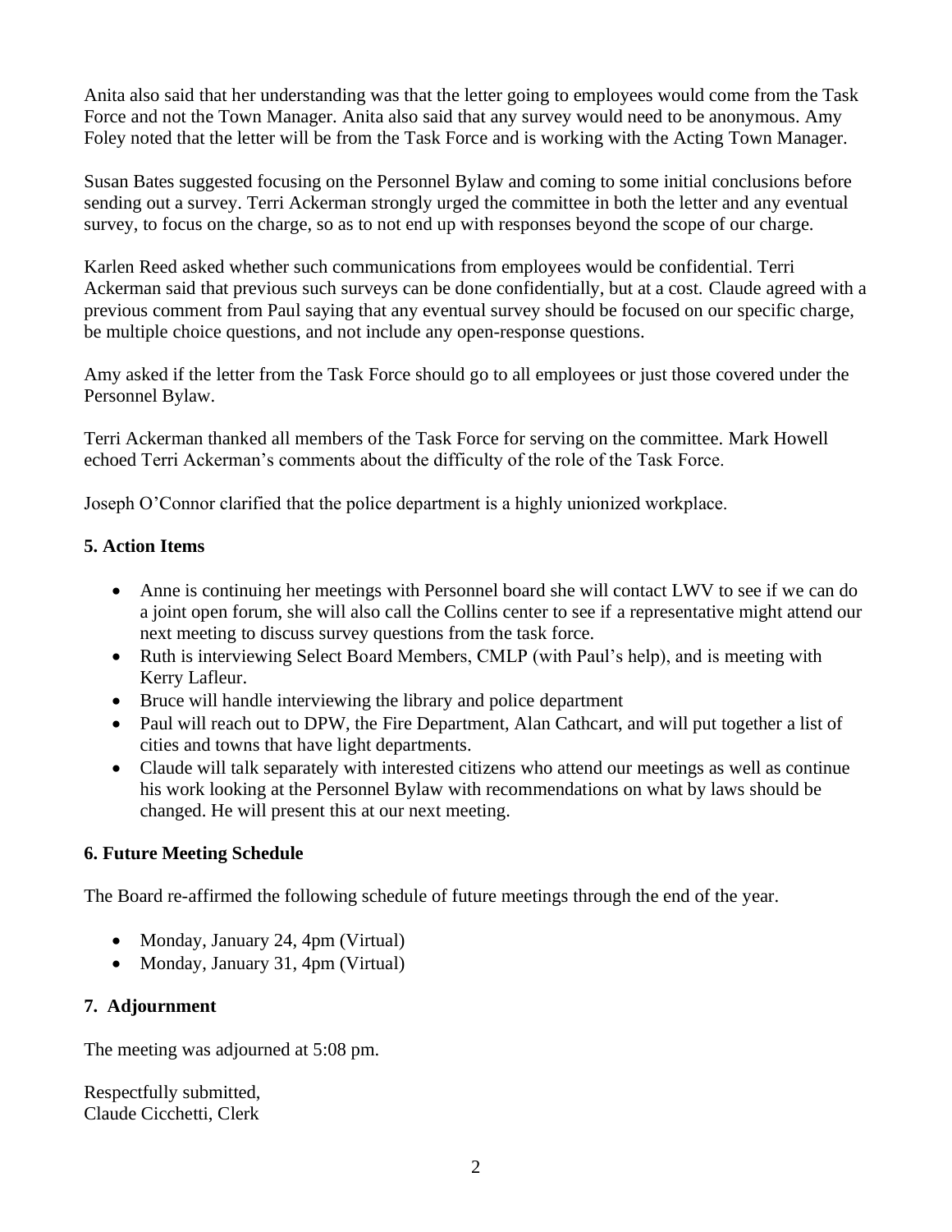Anita also said that her understanding was that the letter going to employees would come from the Task Force and not the Town Manager. Anita also said that any survey would need to be anonymous. Amy Foley noted that the letter will be from the Task Force and is working with the Acting Town Manager.

Susan Bates suggested focusing on the Personnel Bylaw and coming to some initial conclusions before sending out a survey. Terri Ackerman strongly urged the committee in both the letter and any eventual survey, to focus on the charge, so as to not end up with responses beyond the scope of our charge.

Karlen Reed asked whether such communications from employees would be confidential. Terri Ackerman said that previous such surveys can be done confidentially, but at a cost. Claude agreed with a previous comment from Paul saying that any eventual survey should be focused on our specific charge, be multiple choice questions, and not include any open-response questions.

Amy asked if the letter from the Task Force should go to all employees or just those covered under the Personnel Bylaw.

Terri Ackerman thanked all members of the Task Force for serving on the committee. Mark Howell echoed Terri Ackerman's comments about the difficulty of the role of the Task Force.

Joseph O'Connor clarified that the police department is a highly unionized workplace.

**5. Action Items**

- Anne is continuing her meetings with Personnel board she will contact LWV to see if we can do a joint open forum, she will also call the Collins center to see if a representative might attend our next meeting to discuss survey questions from the task force.
- Ruth is interviewing Select Board Members, CMLP (with Paul's help), and is meeting with Kerry Lafleur.
- Bruce will handle interviewing the library and police department
- Paul will reach out to DPW, the Fire Department, Alan Cathcart, and will put together a list of cities and towns that have light departments.
- Claude will talk separately with interested citizens who attend our meetings as well as continue his work looking at the Personnel Bylaw with recommendations on what by laws should be changed. He will present this at our next meeting.

**6. Future Meeting Schedule**

The Board re-affirmed the following schedule of future meetings through the end of the year.

- Monday, January 24, 4pm (Virtual)
- Monday, January 31, 4pm (Virtual)

**7. Adjournment**

The meeting was adjourned at 5:08 pm.

Respectfully submitted,
Claude Cicchetti, Clerk